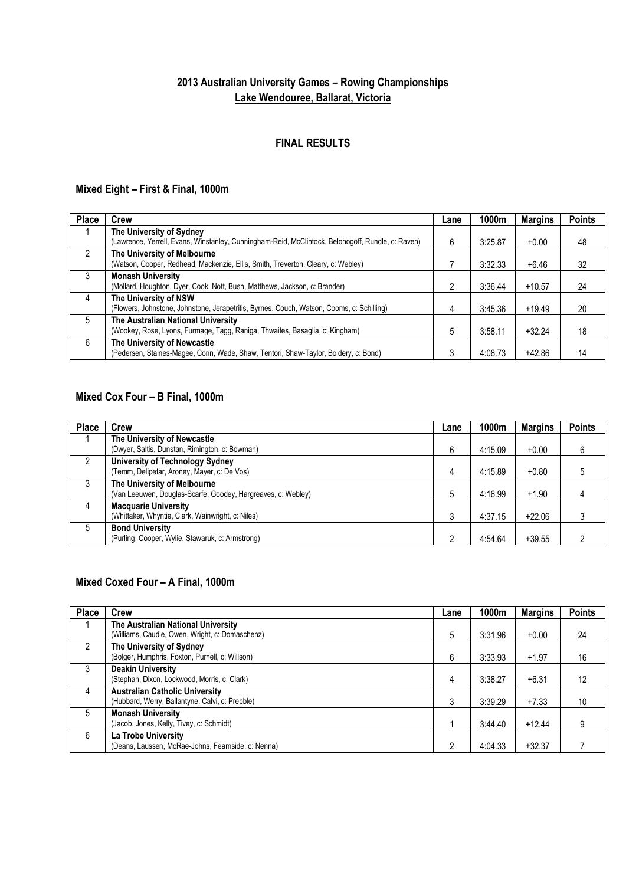## 2013 Australian University Games – Rowing Championships
## Lake Wendouree, Ballarat, Victoria

### FINAL RESULTS

### Mixed Eight – First & Final, 1000m

| Place | Crew | Lane | 1000m | Margins | Points |
|---|---|---|---|---|---|
| 1 | **The University of Sydney**<br>(Lawrence, Yerrell, Evans, Winstanley, Cunningham-Reid, McClintock, Belongoff, Rundle, c: Raven) | 6 | 3:25.87 | +0.00 | 48 |
| 2 | **The University of Melbourne**<br>(Watson, Cooper, Redhead, Mackenzie, Ellis, Smith, Treverton, Cleary, c: Webley) | 7 | 3:32.33 | +6.46 | 32 |
| 3 | **Monash University**<br>(Mollard, Houghton, Dyer, Cook, Nott, Bush, Matthews, Jackson, c: Brander) | 2 | 3:36.44 | +10.57 | 24 |
| 4 | **The University of NSW**<br>(Flowers, Johnstone, Johnstone, Jerapetritis, Byrnes, Couch, Watson, Cooms, c: Schilling) | 4 | 3:45.36 | +19.49 | 20 |
| 5 | **The Australian National University**<br>(Wookey, Rose, Lyons, Furmage, Tagg, Raniga, Thwaites, Basaglia, c: Kingham) | 5 | 3:58.11 | +32.24 | 18 |
| 6 | **The University of Newcastle**<br>(Pedersen, Staines-Magee, Conn, Wade, Shaw, Tentori, Shaw-Taylor, Boldery, c: Bond) | 3 | 4:08.73 | +42.86 | 14 |

### Mixed Cox Four – B Final, 1000m

| Place | Crew | Lane | 1000m | Margins | Points |
|---|---|---|---|---|---|
| 1 | **The University of Newcastle**<br>(Dwyer, Saltis, Dunstan, Rimington, c: Bowman) | 6 | 4:15.09 | +0.00 | 6 |
| 2 | **University of Technology Sydney**<br>(Temm, Delipetar, Aroney, Mayer, c: De Vos) | 4 | 4:15.89 | +0.80 | 5 |
| 3 | **The University of Melbourne**<br>(Van Leeuwen, Douglas-Scarfe, Goodey, Hargreaves, c: Webley) | 5 | 4:16.99 | +1.90 | 4 |
| 4 | **Macquarie University**<br>(Whittaker, Whyntie, Clark, Wainwright, c: Niles) | 3 | 4:37.15 | +22.06 | 3 |
| 5 | **Bond University**<br>(Purling, Cooper, Wylie, Stawaruk, c: Armstrong) | 2 | 4:54.64 | +39.55 | 2 |

### Mixed Coxed Four – A Final, 1000m

| Place | Crew | Lane | 1000m | Margins | Points |
|---|---|---|---|---|---|
| 1 | **The Australian National University**<br>(Williams, Caudle, Owen, Wright, c: Domaschenz) | 5 | 3:31.96 | +0.00 | 24 |
| 2 | **The University of Sydney**<br>(Bolger, Humphris, Foxton, Purnell, c: Willson) | 6 | 3:33.93 | +1.97 | 16 |
| 3 | **Deakin University**<br>(Stephan, Dixon, Lockwood, Morris, c: Clark) | 4 | 3:38.27 | +6.31 | 12 |
| 4 | **Australian Catholic University**<br>(Hubbard, Werry, Ballantyne, Calvi, c: Prebble) | 3 | 3:39.29 | +7.33 | 10 |
| 5 | **Monash University**<br>(Jacob, Jones, Kelly, Tivey, c: Schmidt) | 1 | 3:44.40 | +12.44 | 9 |
| 6 | **La Trobe University**<br>(Deans, Laussen, McRae-Johns, Fearnside, c: Nenna) | 2 | 4:04.33 | +32.37 | 7 |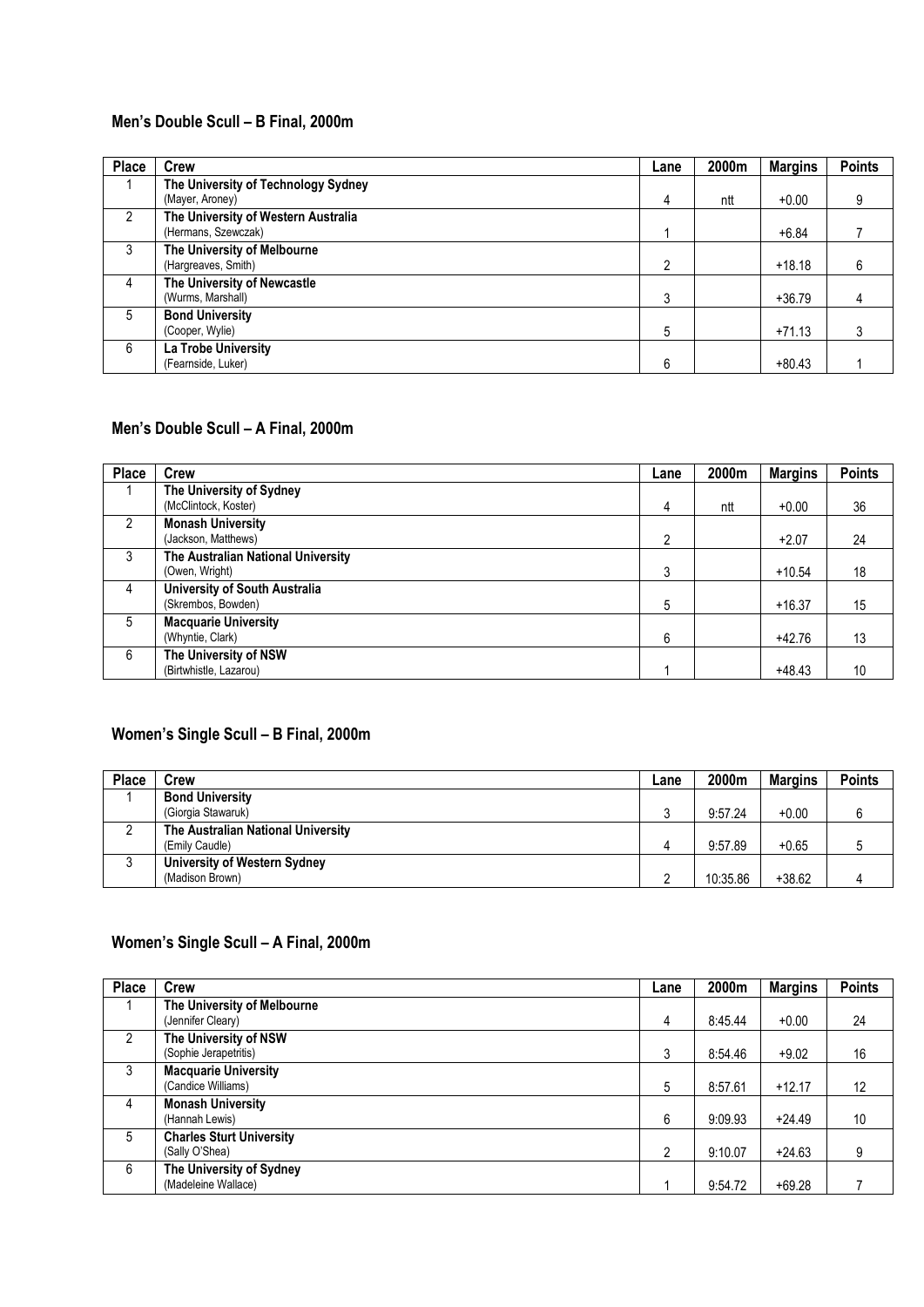## Men's Double Scull – B Final, 2000m

| Place | Crew | Lane | 2000m | Margins | Points |
|---|---|---|---|---|---|
| 1 | **The University of Technology Sydney**<br>(Mayer, Aroney) | 4 | ntt | +0.00 | 9 |
| 2 | **The University of Western Australia**<br>(Hermans, Szewczak) | 1 | | +6.84 | 7 |
| 3 | **The University of Melbourne**<br>(Hargreaves, Smith) | 2 | | +18.18 | 6 |
| 4 | **The University of Newcastle**<br>(Wurms, Marshall) | 3 | | +36.79 | 4 |
| 5 | **Bond University**<br>(Cooper, Wylie) | 5 | | +71.13 | 3 |
| 6 | **La Trobe University**<br>(Fearnside, Luker) | 6 | | +80.43 | 1 |

## Men's Double Scull – A Final, 2000m

| Place | Crew | Lane | 2000m | Margins | Points |
|---|---|---|---|---|---|
| 1 | **The University of Sydney**<br>(McClintock, Koster) | 4 | ntt | +0.00 | 36 |
| 2 | **Monash University**<br>(Jackson, Matthews) | 2 | | +2.07 | 24 |
| 3 | **The Australian National University**<br>(Owen, Wright) | 3 | | +10.54 | 18 |
| 4 | **University of South Australia**<br>(Skrembos, Bowden) | 5 | | +16.37 | 15 |
| 5 | **Macquarie University**<br>(Whyntie, Clark) | 6 | | +42.76 | 13 |
| 6 | **The University of NSW**<br>(Birtwhistle, Lazarou) | 1 | | +48.43 | 10 |

## Women's Single Scull – B Final, 2000m

| Place | Crew | Lane | 2000m | Margins | Points |
|---|---|---|---|---|---|
| 1 | **Bond University**<br>(Giorgia Stawaruk) | 3 | 9:57.24 | +0.00 | 6 |
| 2 | **The Australian National University**<br>(Emily Caudle) | 4 | 9:57.89 | +0.65 | 5 |
| 3 | **University of Western Sydney**<br>(Madison Brown) | 2 | 10:35.86 | +38.62 | 4 |

## Women's Single Scull – A Final, 2000m

| Place | Crew | Lane | 2000m | Margins | Points |
|---|---|---|---|---|---|
| 1 | **The University of Melbourne**<br>(Jennifer Cleary) | 4 | 8:45.44 | +0.00 | 24 |
| 2 | **The University of NSW**<br>(Sophie Jerapetritis) | 3 | 8:54.46 | +9.02 | 16 |
| 3 | **Macquarie University**<br>(Candice Williams) | 5 | 8:57.61 | +12.17 | 12 |
| 4 | **Monash University**<br>(Hannah Lewis) | 6 | 9:09.93 | +24.49 | 10 |
| 5 | **Charles Sturt University**<br>(Sally O'Shea) | 2 | 9:10.07 | +24.63 | 9 |
| 6 | **The University of Sydney**<br>(Madeleine Wallace) | 1 | 9:54.72 | +69.28 | 7 |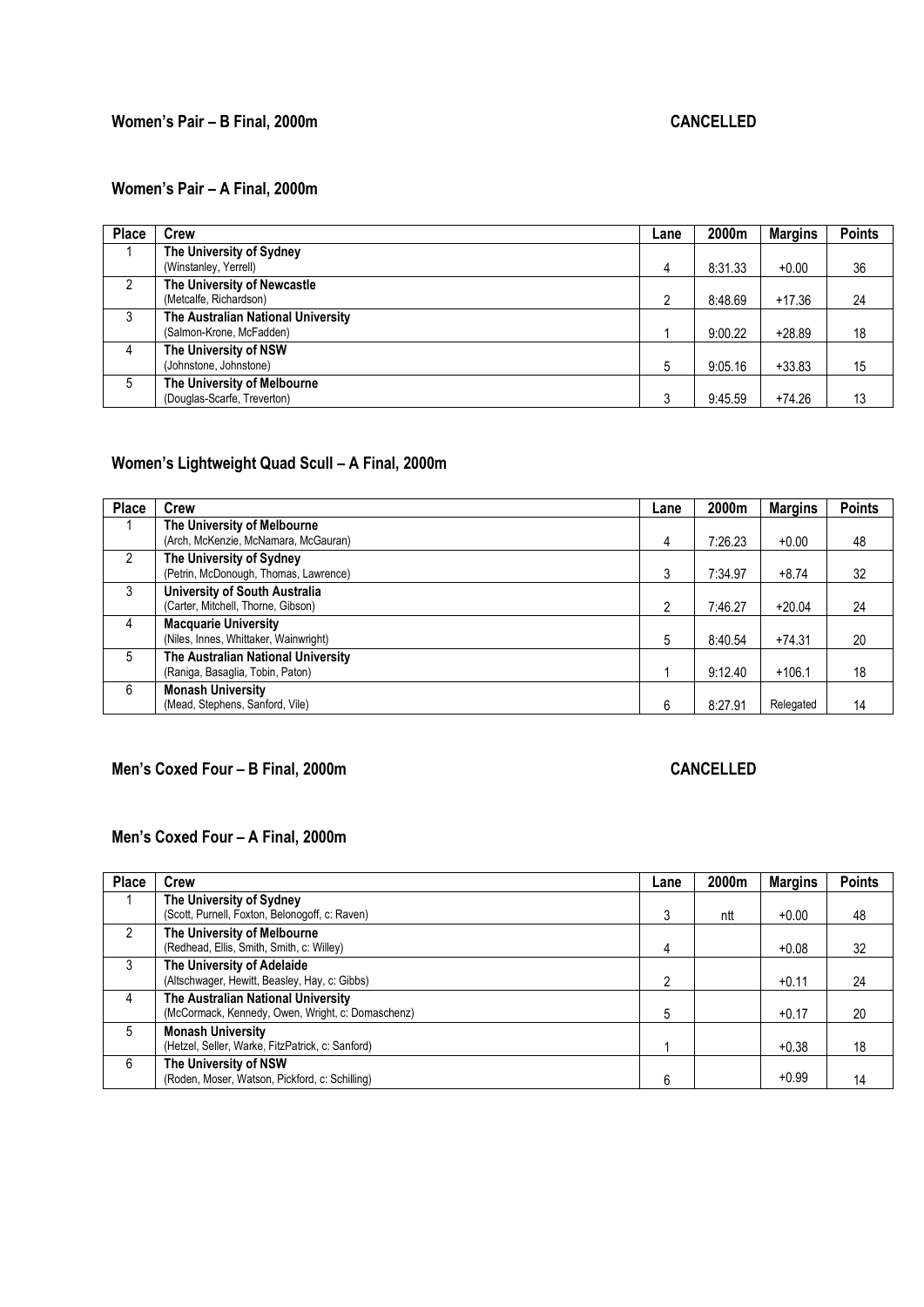### Women's Pair – B Final, 2000m CANCELLED

### Women's Pair – A Final, 2000m

| Place | Crew | Lane | 2000m | Margins | Points |
|---|---|---|---|---|---|
| 1 | **The University of Sydney**<br>(Winstanley, Yerrell) | 4 | 8:31.33 | +0.00 | 36 |
| 2 | **The University of Newcastle**<br>(Metcalfe, Richardson) | 2 | 8:48.69 | +17.36 | 24 |
| 3 | **The Australian National University**<br>(Salmon-Krone, McFadden) | 1 | 9:00.22 | +28.89 | 18 |
| 4 | **The University of NSW**<br>(Johnstone, Johnstone) | 5 | 9:05.16 | +33.83 | 15 |
| 5 | **The University of Melbourne**<br>(Douglas-Scarfe, Treverton) | 3 | 9:45.59 | +74.26 | 13 |

### Women's Lightweight Quad Scull – A Final, 2000m

| Place | Crew | Lane | 2000m | Margins | Points |
|---|---|---|---|---|---|
| 1 | **The University of Melbourne**<br>(Arch, McKenzie, McNamara, McGauran) | 4 | 7:26.23 | +0.00 | 48 |
| 2 | **The University of Sydney**<br>(Petrin, McDonough, Thomas, Lawrence) | 3 | 7:34.97 | +8.74 | 32 |
| 3 | **University of South Australia**<br>(Carter, Mitchell, Thorne, Gibson) | 2 | 7:46.27 | +20.04 | 24 |
| 4 | **Macquarie University**<br>(Niles, Innes, Whittaker, Wainwright) | 5 | 8:40.54 | +74.31 | 20 |
| 5 | **The Australian National University**<br>(Raniga, Basaglia, Tobin, Paton) | 1 | 9:12.40 | +106.1 | 18 |
| 6 | **Monash University**<br>(Mead, Stephens, Sanford, Vile) | 6 | 8:27.91 | Relegated | 14 |

### Men's Coxed Four – B Final, 2000m CANCELLED

### Men's Coxed Four – A Final, 2000m

| Place | Crew | Lane | 2000m | Margins | Points |
|---|---|---|---|---|---|
| 1 | **The University of Sydney**<br>(Scott, Purnell, Foxton, Belonogoff, c: Raven) | 3 | ntt | +0.00 | 48 |
| 2 | **The University of Melbourne**<br>(Redhead, Ellis, Smith, Smith, c: Willey) | 4 | | +0.08 | 32 |
| 3 | **The University of Adelaide**<br>(Altschwager, Hewitt, Beasley, Hay, c: Gibbs) | 2 | | +0.11 | 24 |
| 4 | **The Australian National University**<br>(McCormack, Kennedy, Owen, Wright, c: Domaschenz) | 5 | | +0.17 | 20 |
| 5 | **Monash University**<br>(Hetzel, Seller, Warke, FitzPatrick, c: Sanford) | 1 | | +0.38 | 18 |
| 6 | **The University of NSW**<br>(Roden, Moser, Watson, Pickford, c: Schilling) | 6 | | +0.99 | 14 |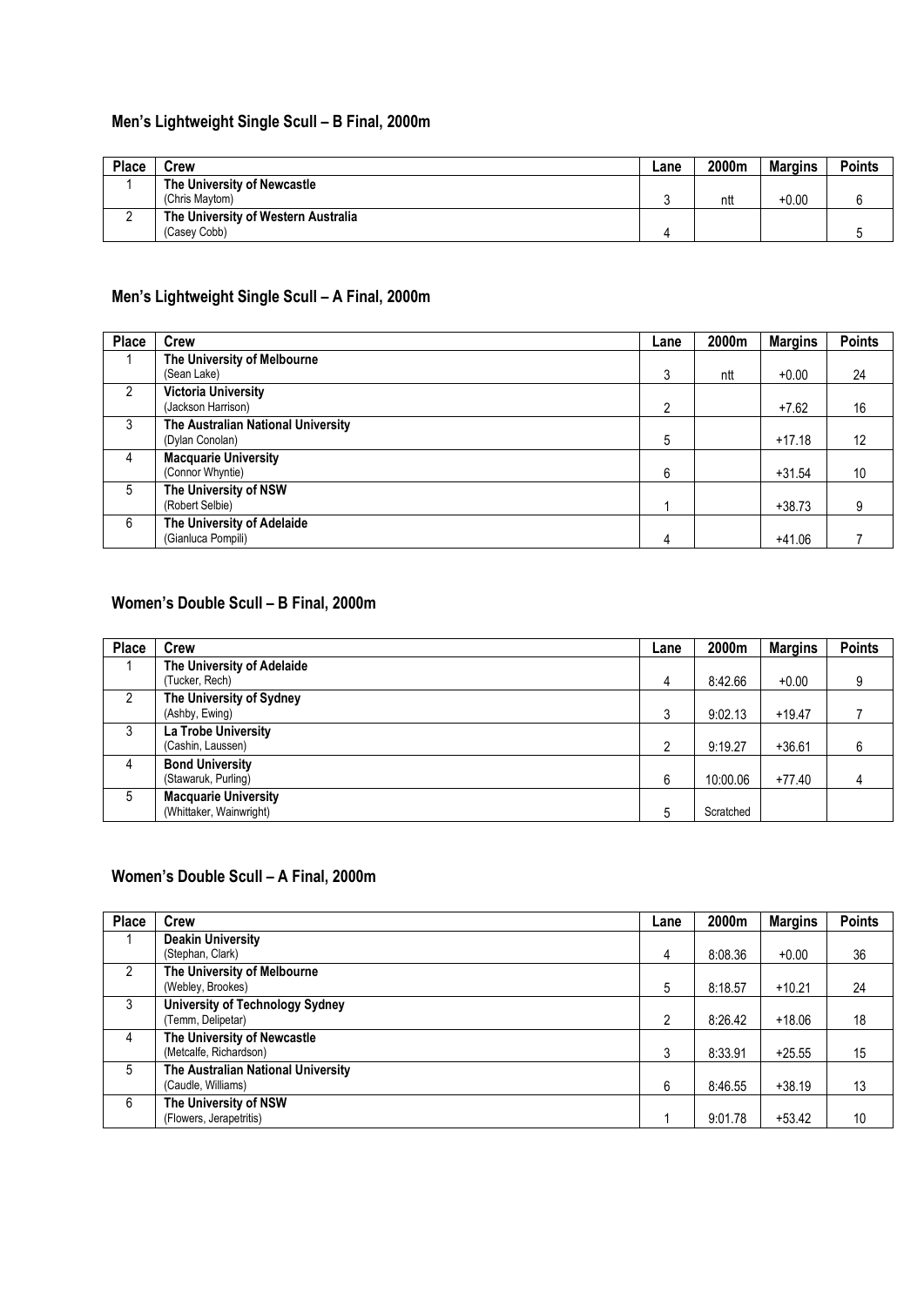## Men's Lightweight Single Scull – B Final, 2000m

| Place | Crew | Lane | 2000m | Margins | Points |
|---|---|---|---|---|---|
| 1 | **The University of Newcastle** (Chris Maytom) | 3 | ntt | +0.00 | 6 |
| 2 | **The University of Western Australia** (Casey Cobb) | 4 | | | 5 |

## Men's Lightweight Single Scull – A Final, 2000m

| Place | Crew | Lane | 2000m | Margins | Points |
|---|---|---|---|---|---|
| 1 | **The University of Melbourne** (Sean Lake) | 3 | ntt | +0.00 | 24 |
| 2 | **Victoria University** (Jackson Harrison) | 2 | | +7.62 | 16 |
| 3 | **The Australian National University** (Dylan Conolan) | 5 | | +17.18 | 12 |
| 4 | **Macquarie University** (Connor Whyntie) | 6 | | +31.54 | 10 |
| 5 | **The University of NSW** (Robert Selbie) | 1 | | +38.73 | 9 |
| 6 | **The University of Adelaide** (Gianluca Pompili) | 4 | | +41.06 | 7 |

## Women's Double Scull – B Final, 2000m

| Place | Crew | Lane | 2000m | Margins | Points |
|---|---|---|---|---|---|
| 1 | **The University of Adelaide** (Tucker, Rech) | 4 | 8:42.66 | +0.00 | 9 |
| 2 | **The University of Sydney** (Ashby, Ewing) | 3 | 9:02.13 | +19.47 | 7 |
| 3 | **La Trobe University** (Cashin, Laussen) | 2 | 9:19.27 | +36.61 | 6 |
| 4 | **Bond University** (Stawaruk, Purling) | 6 | 10:00.06 | +77.40 | 4 |
| 5 | **Macquarie University** (Whittaker, Wainwright) | 5 | Scratched | | |

## Women's Double Scull – A Final, 2000m

| Place | Crew | Lane | 2000m | Margins | Points |
|---|---|---|---|---|---|
| 1 | **Deakin University** (Stephan, Clark) | 4 | 8:08.36 | +0.00 | 36 |
| 2 | **The University of Melbourne** (Webley, Brookes) | 5 | 8:18.57 | +10.21 | 24 |
| 3 | **University of Technology Sydney** (Temm, Delipetar) | 2 | 8:26.42 | +18.06 | 18 |
| 4 | **The University of Newcastle** (Metcalfe, Richardson) | 3 | 8:33.91 | +25.55 | 15 |
| 5 | **The Australian National University** (Caudle, Williams) | 6 | 8:46.55 | +38.19 | 13 |
| 6 | **The University of NSW** (Flowers, Jerapetritis) | 1 | 9:01.78 | +53.42 | 10 |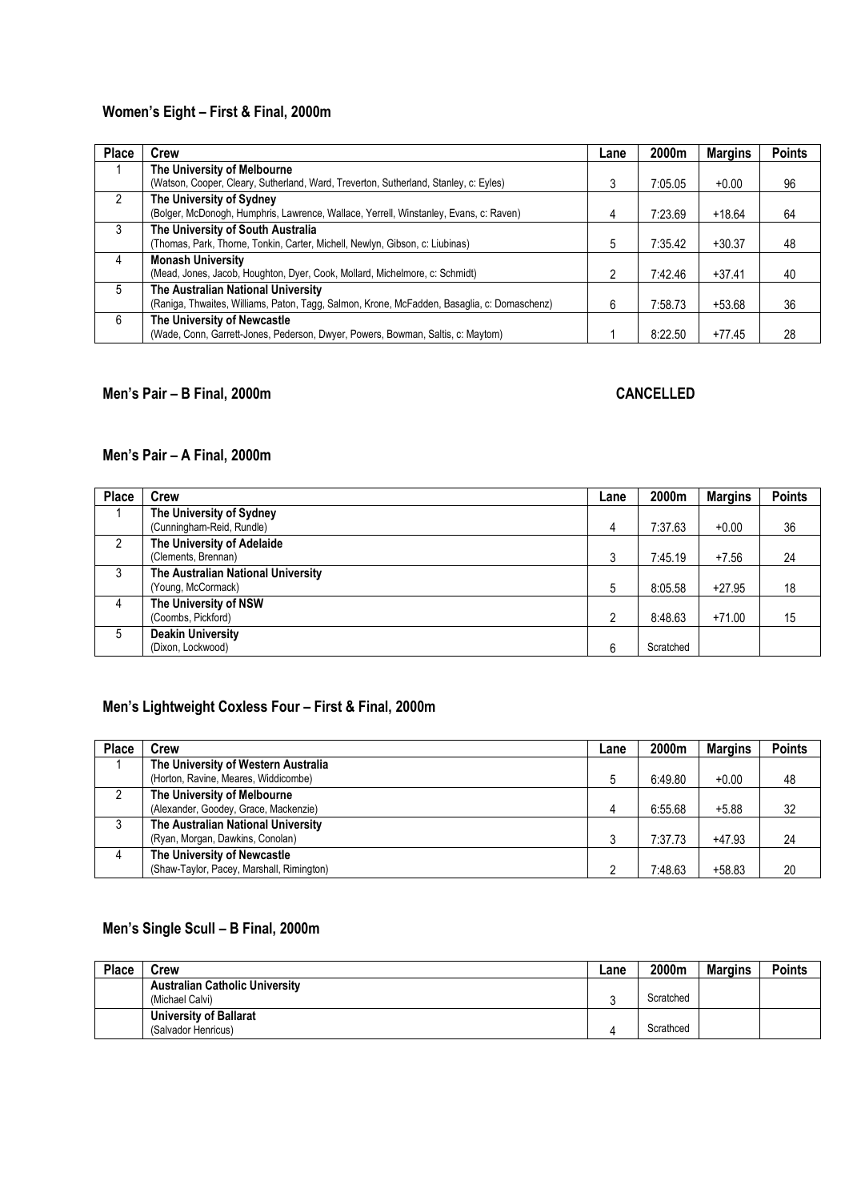## Women's Eight – First & Final, 2000m

| Place | Crew | Lane | 2000m | Margins | Points |
|---|---|---|---|---|---|
| 1 | **The University of Melbourne**<br>(Watson, Cooper, Cleary, Sutherland, Ward, Treverton, Sutherland, Stanley, c: Eyles) | 3 | 7:05.05 | +0.00 | 96 |
| 2 | **The University of Sydney**<br>(Bolger, McDonogh, Humphris, Lawrence, Wallace, Yerrell, Winstanley, Evans, c: Raven) | 4 | 7:23.69 | +18.64 | 64 |
| 3 | **The University of South Australia**<br>(Thomas, Park, Thorne, Tonkin, Carter, Michell, Newlyn, Gibson, c: Liubinas) | 5 | 7:35.42 | +30.37 | 48 |
| 4 | **Monash University**<br>(Mead, Jones, Jacob, Houghton, Dyer, Cook, Mollard, Michelmore, c: Schmidt) | 2 | 7:42.46 | +37.41 | 40 |
| 5 | **The Australian National University**<br>(Raniga, Thwaites, Williams, Paton, Tagg, Salmon, Krone, McFadden, Basaglia, c: Domaschenz) | 6 | 7:58.73 | +53.68 | 36 |
| 6 | **The University of Newcastle**<br>(Wade, Conn, Garrett-Jones, Pederson, Dwyer, Powers, Bowman, Saltis, c: Maytom) | 1 | 8:22.50 | +77.45 | 28 |

## Men's Pair – B Final, 2000m — CANCELLED

## Men's Pair – A Final, 2000m

| Place | Crew | Lane | 2000m | Margins | Points |
|---|---|---|---|---|---|
| 1 | **The University of Sydney**<br>(Cunningham-Reid, Rundle) | 4 | 7:37.63 | +0.00 | 36 |
| 2 | **The University of Adelaide**<br>(Clements, Brennan) | 3 | 7:45.19 | +7.56 | 24 |
| 3 | **The Australian National University**<br>(Young, McCormack) | 5 | 8:05.58 | +27.95 | 18 |
| 4 | **The University of NSW**<br>(Coombs, Pickford) | 2 | 8:48.63 | +71.00 | 15 |
| 5 | **Deakin University**<br>(Dixon, Lockwood) | 6 | Scratched | | |

## Men's Lightweight Coxless Four – First & Final, 2000m

| Place | Crew | Lane | 2000m | Margins | Points |
|---|---|---|---|---|---|
| 1 | **The University of Western Australia**<br>(Horton, Ravine, Meares, Widdicombe) | 5 | 6:49.80 | +0.00 | 48 |
| 2 | **The University of Melbourne**<br>(Alexander, Goodey, Grace, Mackenzie) | 4 | 6:55.68 | +5.88 | 32 |
| 3 | **The Australian National University**<br>(Ryan, Morgan, Dawkins, Conolan) | 3 | 7:37.73 | +47.93 | 24 |
| 4 | **The University of Newcastle**<br>(Shaw-Taylor, Pacey, Marshall, Rimington) | 2 | 7:48.63 | +58.83 | 20 |

## Men's Single Scull – B Final, 2000m

| Place | Crew | Lane | 2000m | Margins | Points |
|---|---|---|---|---|---|
| | **Australian Catholic University**<br>(Michael Calvi) | 3 | Scratched | | |
| | **University of Ballarat**<br>(Salvador Henricus) | 4 | Scrathced | | |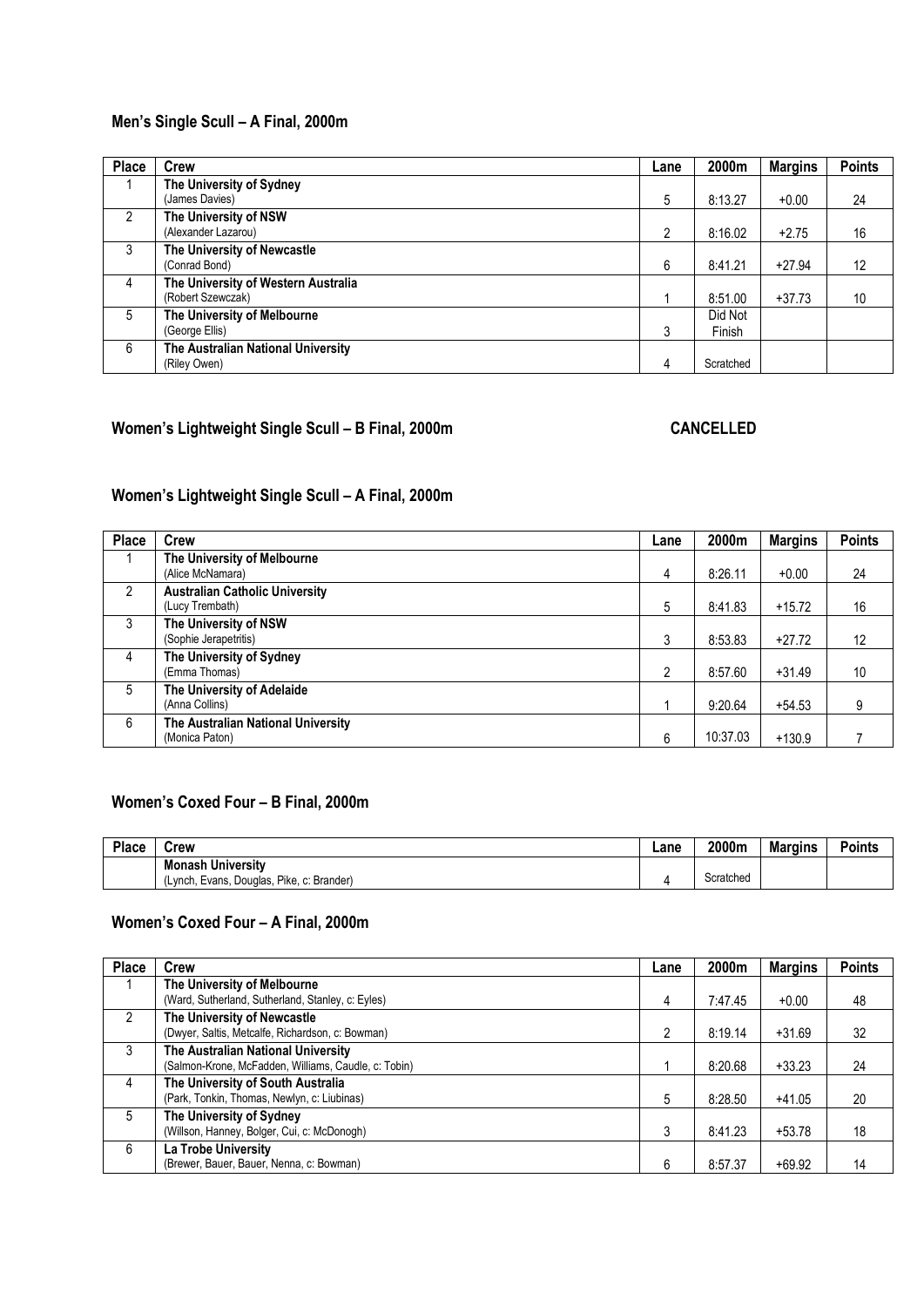### Men's Single Scull – A Final, 2000m

| Place | Crew | Lane | 2000m | Margins | Points |
|---|---|---|---|---|---|
| 1 | **The University of Sydney** (James Davies) | 5 | 8:13.27 | +0.00 | 24 |
| 2 | **The University of NSW** (Alexander Lazarou) | 2 | 8:16.02 | +2.75 | 16 |
| 3 | **The University of Newcastle** (Conrad Bond) | 6 | 8:41.21 | +27.94 | 12 |
| 4 | **The University of Western Australia** (Robert Szewczak) | 1 | 8:51.00 | +37.73 | 10 |
| 5 | **The University of Melbourne** (George Ellis) | 3 | Did Not Finish | | |
| 6 | **The Australian National University** (Riley Owen) | 4 | Scratched | | |

### Women's Lightweight Single Scull – B Final, 2000m CANCELLED

### Women's Lightweight Single Scull – A Final, 2000m

| Place | Crew | Lane | 2000m | Margins | Points |
|---|---|---|---|---|---|
| 1 | **The University of Melbourne** (Alice McNamara) | 4 | 8:26.11 | +0.00 | 24 |
| 2 | **Australian Catholic University** (Lucy Trembath) | 5 | 8:41.83 | +15.72 | 16 |
| 3 | **The University of NSW** (Sophie Jerapetritis) | 3 | 8:53.83 | +27.72 | 12 |
| 4 | **The University of Sydney** (Emma Thomas) | 2 | 8:57.60 | +31.49 | 10 |
| 5 | **The University of Adelaide** (Anna Collins) | 1 | 9:20.64 | +54.53 | 9 |
| 6 | **The Australian National University** (Monica Paton) | 6 | 10:37.03 | +130.9 | 7 |

### Women's Coxed Four – B Final, 2000m

| Place | Crew | Lane | 2000m | Margins | Points |
|---|---|---|---|---|---|
| | **Monash University** (Lynch, Evans, Douglas, Pike, c: Brander) | 4 | Scratched | | |

### Women's Coxed Four – A Final, 2000m

| Place | Crew | Lane | 2000m | Margins | Points |
|---|---|---|---|---|---|
| 1 | **The University of Melbourne** (Ward, Sutherland, Sutherland, Stanley, c: Eyles) | 4 | 7:47.45 | +0.00 | 48 |
| 2 | **The University of Newcastle** (Dwyer, Saltis, Metcalfe, Richardson, c: Bowman) | 2 | 8:19.14 | +31.69 | 32 |
| 3 | **The Australian National University** (Salmon-Krone, McFadden, Williams, Caudle, c: Tobin) | 1 | 8:20.68 | +33.23 | 24 |
| 4 | **The University of South Australia** (Park, Tonkin, Thomas, Newlyn, c: Liubinas) | 5 | 8:28.50 | +41.05 | 20 |
| 5 | **The University of Sydney** (Willson, Hanney, Bolger, Cui, c: McDonogh) | 3 | 8:41.23 | +53.78 | 18 |
| 6 | **La Trobe University** (Brewer, Bauer, Bauer, Nenna, c: Bowman) | 6 | 8:57.37 | +69.92 | 14 |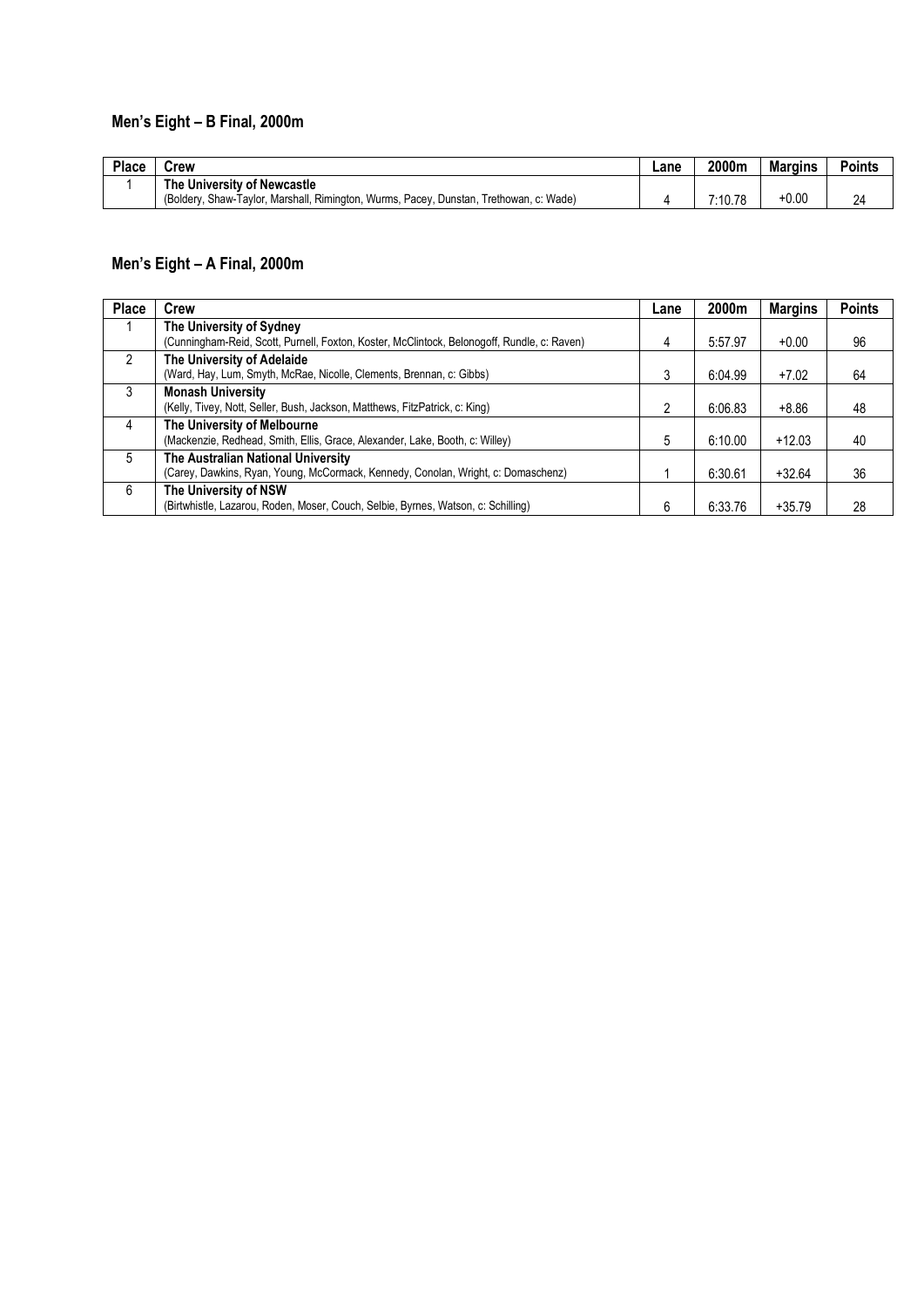## Men's Eight – B Final, 2000m

| Place | Crew | Lane | 2000m | Margins | Points |
|---|---|---|---|---|---|
| 1 | **The University of Newcastle**<br>(Boldery, Shaw-Taylor, Marshall, Rimington, Wurms, Pacey, Dunstan, Trethowan, c: Wade) | 4 | 7:10.78 | +0.00 | 24 |

## Men's Eight – A Final, 2000m

| Place | Crew | Lane | 2000m | Margins | Points |
|---|---|---|---|---|---|
| 1 | **The University of Sydney**<br>(Cunningham-Reid, Scott, Purnell, Foxton, Koster, McClintock, Belonogoff, Rundle, c: Raven) | 4 | 5:57.97 | +0.00 | 96 |
| 2 | **The University of Adelaide**<br>(Ward, Hay, Lum, Smyth, McRae, Nicolle, Clements, Brennan, c: Gibbs) | 3 | 6:04.99 | +7.02 | 64 |
| 3 | **Monash University**<br>(Kelly, Tivey, Nott, Seller, Bush, Jackson, Matthews, FitzPatrick, c: King) | 2 | 6:06.83 | +8.86 | 48 |
| 4 | **The University of Melbourne**<br>(Mackenzie, Redhead, Smith, Ellis, Grace, Alexander, Lake, Booth, c: Willey) | 5 | 6:10.00 | +12.03 | 40 |
| 5 | **The Australian National University**<br>(Carey, Dawkins, Ryan, Young, McCormack, Kennedy, Conolan, Wright, c: Domaschenz) | 1 | 6:30.61 | +32.64 | 36 |
| 6 | **The University of NSW**<br>(Birtwhistle, Lazarou, Roden, Moser, Couch, Selbie, Byrnes, Watson, c: Schilling) | 6 | 6:33.76 | +35.79 | 28 |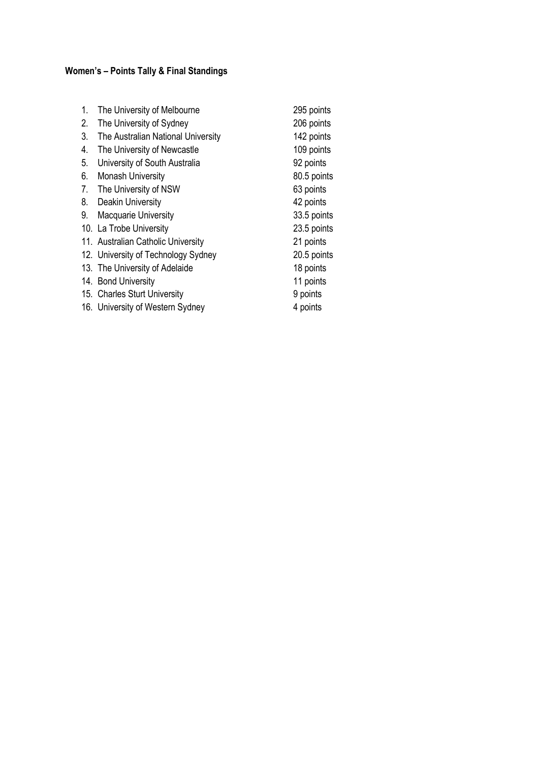**Women's – Points Tally & Final Standings**

1. The University of Melbourne 295 points
2. The University of Sydney 206 points
3. The Australian National University 142 points
4. The University of Newcastle 109 points
5. University of South Australia 92 points
6. Monash University 80.5 points
7. The University of NSW 63 points
8. Deakin University 42 points
9. Macquarie University 33.5 points
10. La Trobe University 23.5 points
11. Australian Catholic University 21 points
12. University of Technology Sydney 20.5 points
13. The University of Adelaide 18 points
14. Bond University 11 points
15. Charles Sturt University 9 points
16. University of Western Sydney 4 points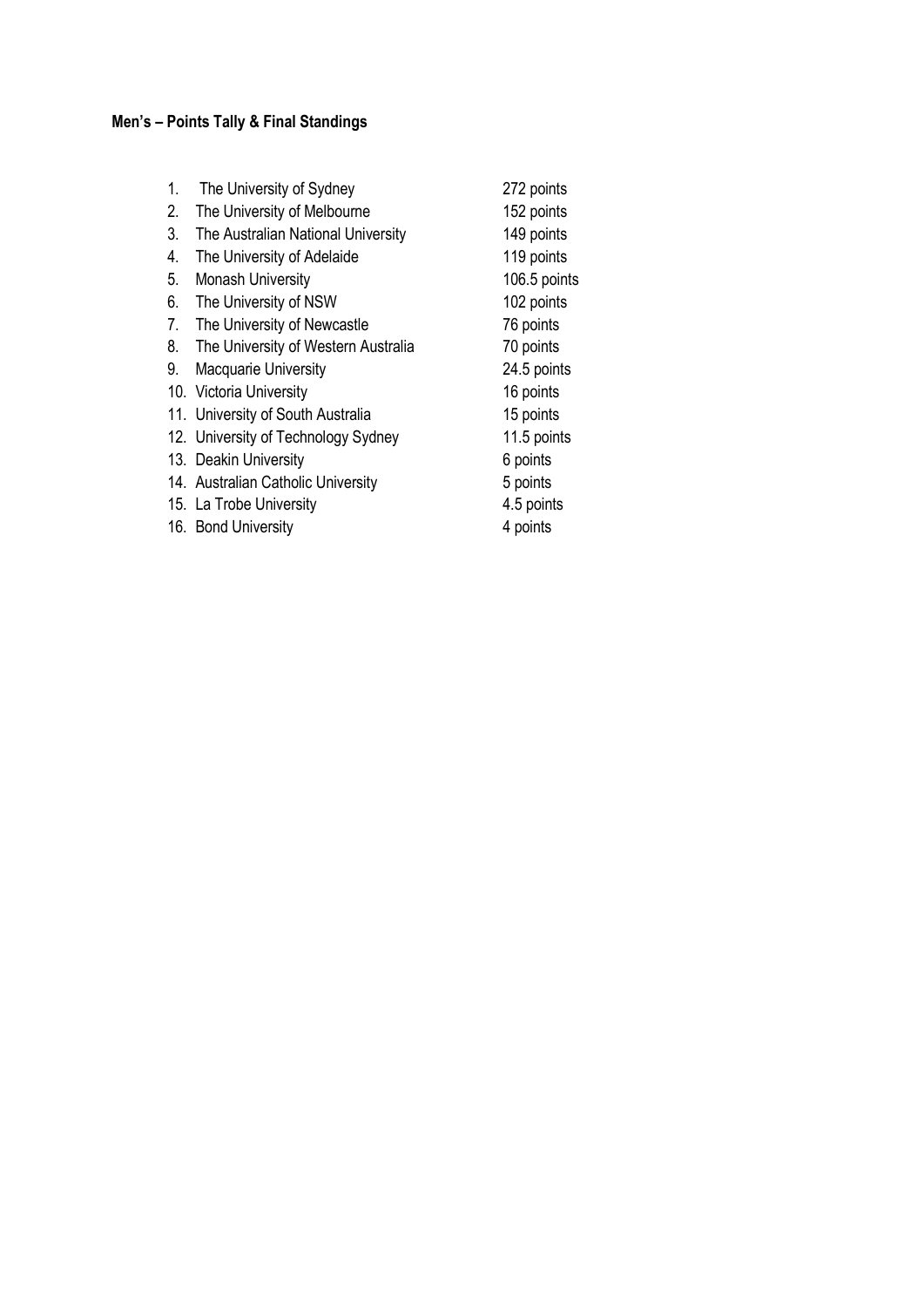**Men's – Points Tally & Final Standings**

1. The University of Sydney 272 points
2. The University of Melbourne 152 points
3. The Australian National University 149 points
4. The University of Adelaide 119 points
5. Monash University 106.5 points
6. The University of NSW 102 points
7. The University of Newcastle 76 points
8. The University of Western Australia 70 points
9. Macquarie University 24.5 points
10. Victoria University 16 points
11. University of South Australia 15 points
12. University of Technology Sydney 11.5 points
13. Deakin University 6 points
14. Australian Catholic University 5 points
15. La Trobe University 4.5 points
16. Bond University 4 points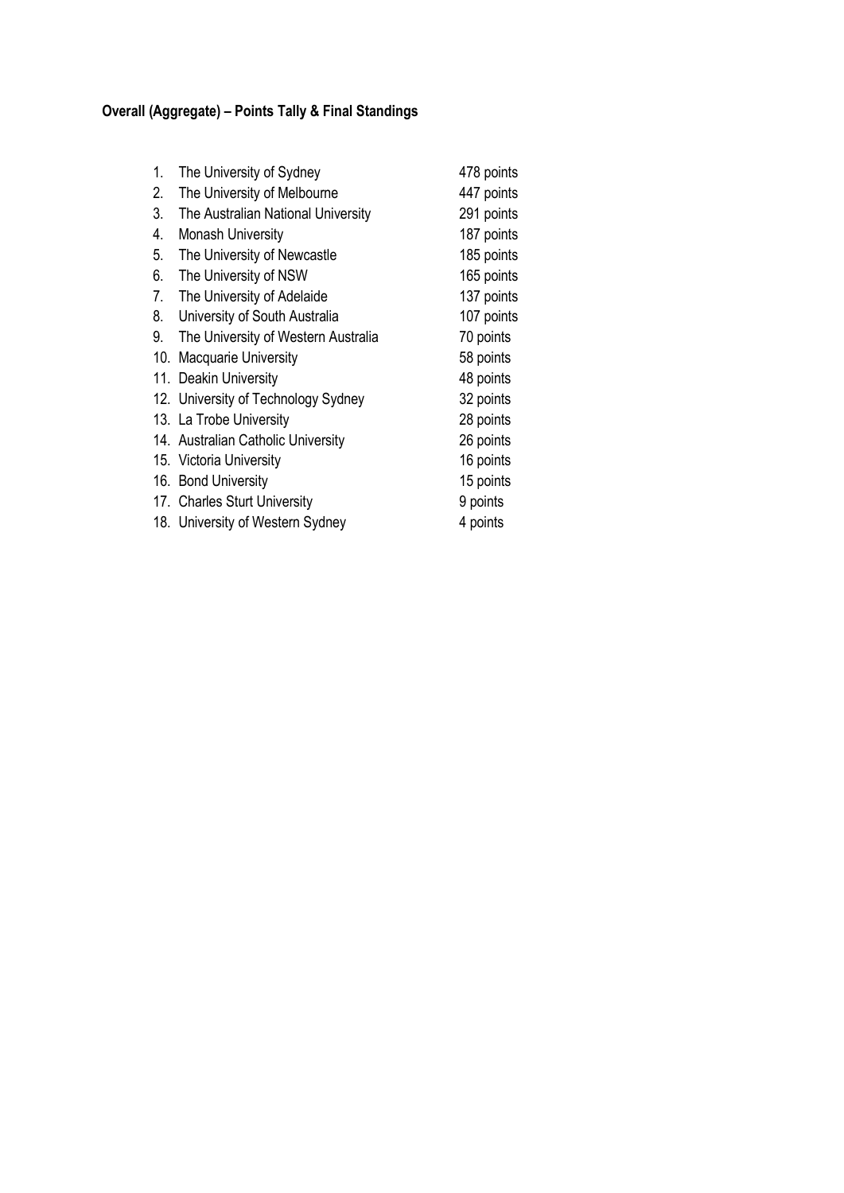**Overall (Aggregate) – Points Tally & Final Standings**

1. The University of Sydney 478 points
2. The University of Melbourne 447 points
3. The Australian National University 291 points
4. Monash University 187 points
5. The University of Newcastle 185 points
6. The University of NSW 165 points
7. The University of Adelaide 137 points
8. University of South Australia 107 points
9. The University of Western Australia 70 points
10. Macquarie University 58 points
11. Deakin University 48 points
12. University of Technology Sydney 32 points
13. La Trobe University 28 points
14. Australian Catholic University 26 points
15. Victoria University 16 points
16. Bond University 15 points
17. Charles Sturt University 9 points
18. University of Western Sydney 4 points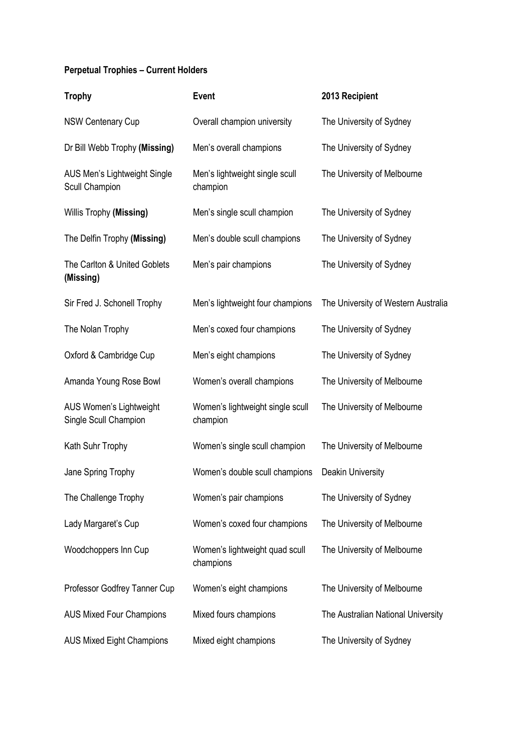**Perpetual Trophies – Current Holders**

| Trophy | Event | 2013 Recipient |
|---|---|---|
| NSW Centenary Cup | Overall champion university | The University of Sydney |
| Dr Bill Webb Trophy **(Missing)** | Men's overall champions | The University of Sydney |
| AUS Men's Lightweight Single Scull Champion | Men's lightweight single scull champion | The University of Melbourne |
| Willis Trophy **(Missing)** | Men's single scull champion | The University of Sydney |
| The Delfin Trophy **(Missing)** | Men's double scull champions | The University of Sydney |
| The Carlton & United Goblets **(Missing)** | Men's pair champions | The University of Sydney |
| Sir Fred J. Schonell Trophy | Men's lightweight four champions | The University of Western Australia |
| The Nolan Trophy | Men's coxed four champions | The University of Sydney |
| Oxford & Cambridge Cup | Men's eight champions | The University of Sydney |
| Amanda Young Rose Bowl | Women's overall champions | The University of Melbourne |
| AUS Women's Lightweight Single Scull Champion | Women's lightweight single scull champion | The University of Melbourne |
| Kath Suhr Trophy | Women's single scull champion | The University of Melbourne |
| Jane Spring Trophy | Women's double scull champions | Deakin University |
| The Challenge Trophy | Women's pair champions | The University of Sydney |
| Lady Margaret's Cup | Women's coxed four champions | The University of Melbourne |
| Woodchoppers Inn Cup | Women's lightweight quad scull champions | The University of Melbourne |
| Professor Godfrey Tanner Cup | Women's eight champions | The University of Melbourne |
| AUS Mixed Four Champions | Mixed fours champions | The Australian National University |
| AUS Mixed Eight Champions | Mixed eight champions | The University of Sydney |